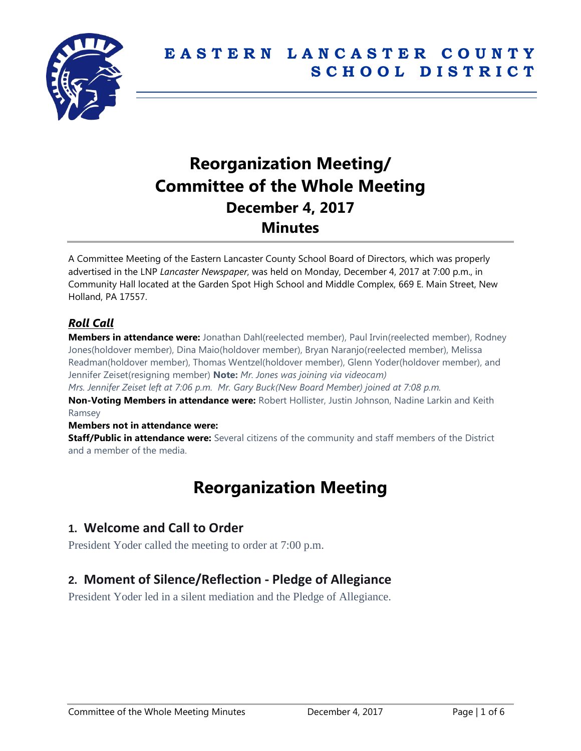# EASTERN LANCASTER COUNTY SCHOOL DISTRICT

# Reorganization Meeting/ Committee of the Whole Meeting
## December 4, 2017
## Minutes

A Committee Meeting of the Eastern Lancaster County School Board of Directors, which was properly advertised in the LNP *Lancaster Newspaper*, was held on Monday, December 4, 2017 at 7:00 p.m., in Community Hall located at the Garden Spot High School and Middle Complex, 669 E. Main Street, New Holland, PA 17557.

### *Roll Call*

**Members in attendance were:** Jonathan Dahl(reelected member), Paul Irvin(reelected member), Rodney Jones(holdover member), Dina Maio(holdover member), Bryan Naranjo(reelected member), Melissa Readman(holdover member), Thomas Wentzel(holdover member), Glenn Yoder(holdover member), and Jennifer Zeiset(resigning member) **Note:** *Mr. Jones was joining via videocam)*
*Mrs. Jennifer Zeiset left at 7:06 p.m. Mr. Gary Buck(New Board Member) joined at 7:08 p.m.*

**Non-Voting Members in attendance were:** Robert Hollister, Justin Johnson, Nadine Larkin and Keith Ramsey

**Members not in attendance were:**

**Staff/Public in attendance were:** Several citizens of the community and staff members of the District and a member of the media.

# Reorganization Meeting

## 1. Welcome and Call to Order

President Yoder called the meeting to order at 7:00 p.m.

## 2. Moment of Silence/Reflection - Pledge of Allegiance

President Yoder led in a silent mediation and the Pledge of Allegiance.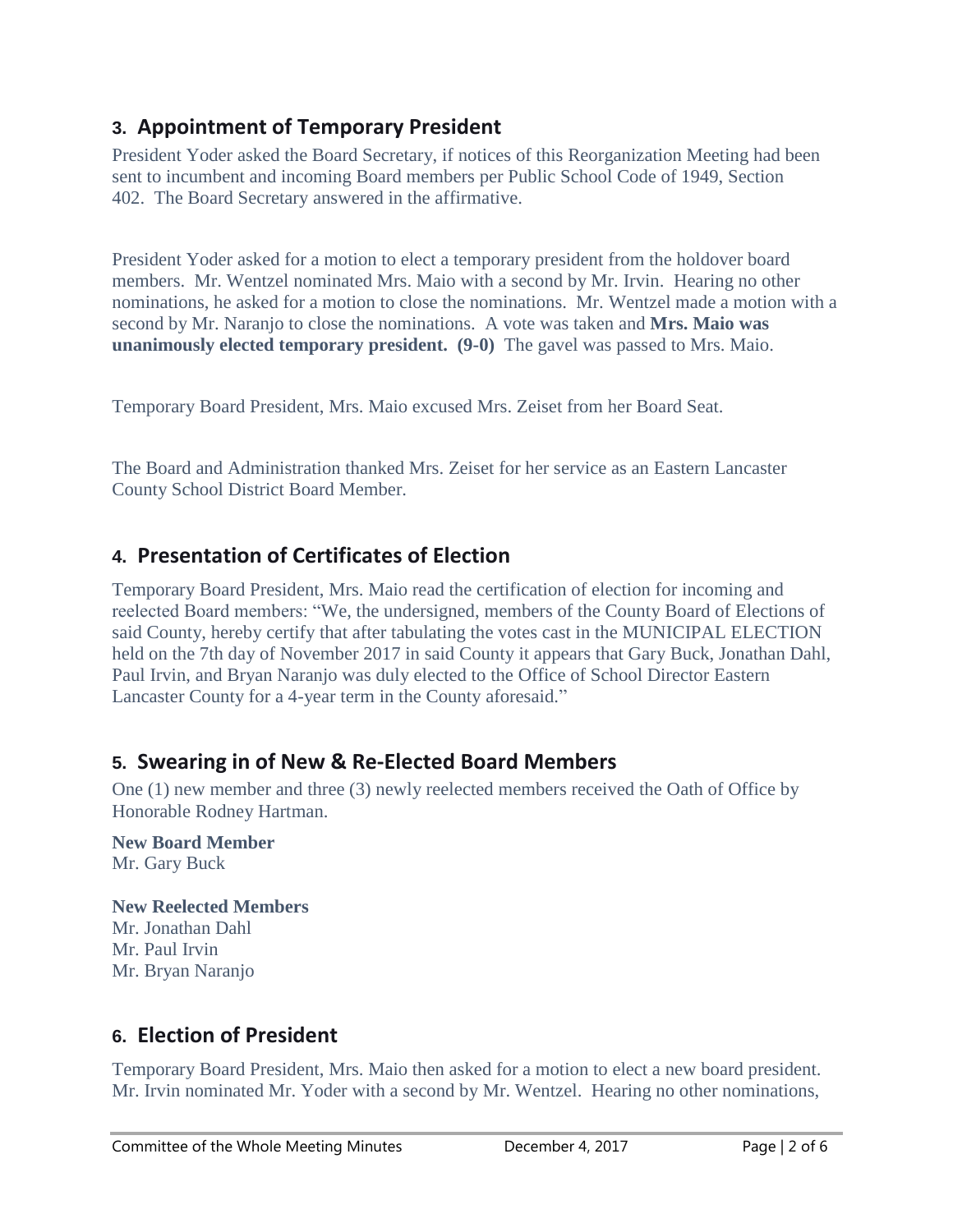## 3. Appointment of Temporary President

President Yoder asked the Board Secretary, if notices of this Reorganization Meeting had been sent to incumbent and incoming Board members per Public School Code of 1949, Section 402. The Board Secretary answered in the affirmative.

President Yoder asked for a motion to elect a temporary president from the holdover board members. Mr. Wentzel nominated Mrs. Maio with a second by Mr. Irvin. Hearing no other nominations, he asked for a motion to close the nominations. Mr. Wentzel made a motion with a second by Mr. Naranjo to close the nominations. A vote was taken and **Mrs. Maio was unanimously elected temporary president. (9-0)** The gavel was passed to Mrs. Maio.

Temporary Board President, Mrs. Maio excused Mrs. Zeiset from her Board Seat.

The Board and Administration thanked Mrs. Zeiset for her service as an Eastern Lancaster County School District Board Member.

## 4. Presentation of Certificates of Election

Temporary Board President, Mrs. Maio read the certification of election for incoming and reelected Board members: "We, the undersigned, members of the County Board of Elections of said County, hereby certify that after tabulating the votes cast in the MUNICIPAL ELECTION held on the 7th day of November 2017 in said County it appears that Gary Buck, Jonathan Dahl, Paul Irvin, and Bryan Naranjo was duly elected to the Office of School Director Eastern Lancaster County for a 4-year term in the County aforesaid."

## 5. Swearing in of New & Re-Elected Board Members

One (1) new member and three (3) newly reelected members received the Oath of Office by Honorable Rodney Hartman.

**New Board Member**
Mr. Gary Buck

**New Reelected Members**
Mr. Jonathan Dahl
Mr. Paul Irvin
Mr. Bryan Naranjo

## 6. Election of President

Temporary Board President, Mrs. Maio then asked for a motion to elect a new board president. Mr. Irvin nominated Mr. Yoder with a second by Mr. Wentzel. Hearing no other nominations,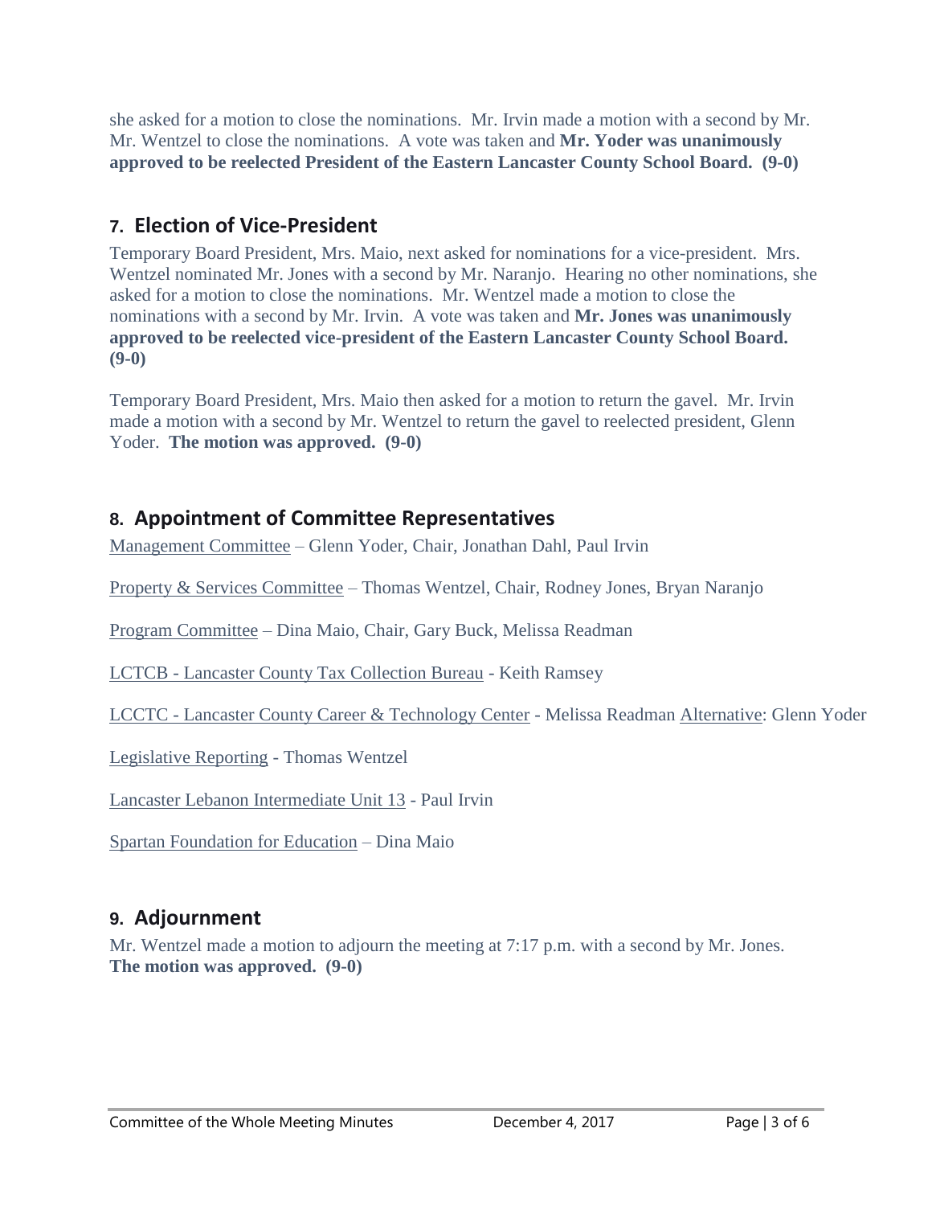she asked for a motion to close the nominations. Mr. Irvin made a motion with a second by Mr. Mr. Wentzel to close the nominations. A vote was taken and **Mr. Yoder was unanimously approved to be reelected President of the Eastern Lancaster County School Board. (9-0)**

## 7. Election of Vice-President

Temporary Board President, Mrs. Maio, next asked for nominations for a vice-president. Mrs. Wentzel nominated Mr. Jones with a second by Mr. Naranjo. Hearing no other nominations, she asked for a motion to close the nominations. Mr. Wentzel made a motion to close the nominations with a second by Mr. Irvin. A vote was taken and **Mr. Jones was unanimously approved to be reelected vice-president of the Eastern Lancaster County School Board. (9-0)**

Temporary Board President, Mrs. Maio then asked for a motion to return the gavel. Mr. Irvin made a motion with a second by Mr. Wentzel to return the gavel to reelected president, Glenn Yoder. **The motion was approved. (9-0)**

## 8. Appointment of Committee Representatives

Management Committee – Glenn Yoder, Chair, Jonathan Dahl, Paul Irvin

Property & Services Committee – Thomas Wentzel, Chair, Rodney Jones, Bryan Naranjo

Program Committee – Dina Maio, Chair, Gary Buck, Melissa Readman

LCTCB - Lancaster County Tax Collection Bureau - Keith Ramsey

LCCTC - Lancaster County Career & Technology Center - Melissa Readman Alternative: Glenn Yoder

Legislative Reporting - Thomas Wentzel

Lancaster Lebanon Intermediate Unit 13 - Paul Irvin

Spartan Foundation for Education – Dina Maio

## 9. Adjournment

Mr. Wentzel made a motion to adjourn the meeting at 7:17 p.m. with a second by Mr. Jones. **The motion was approved. (9-0)**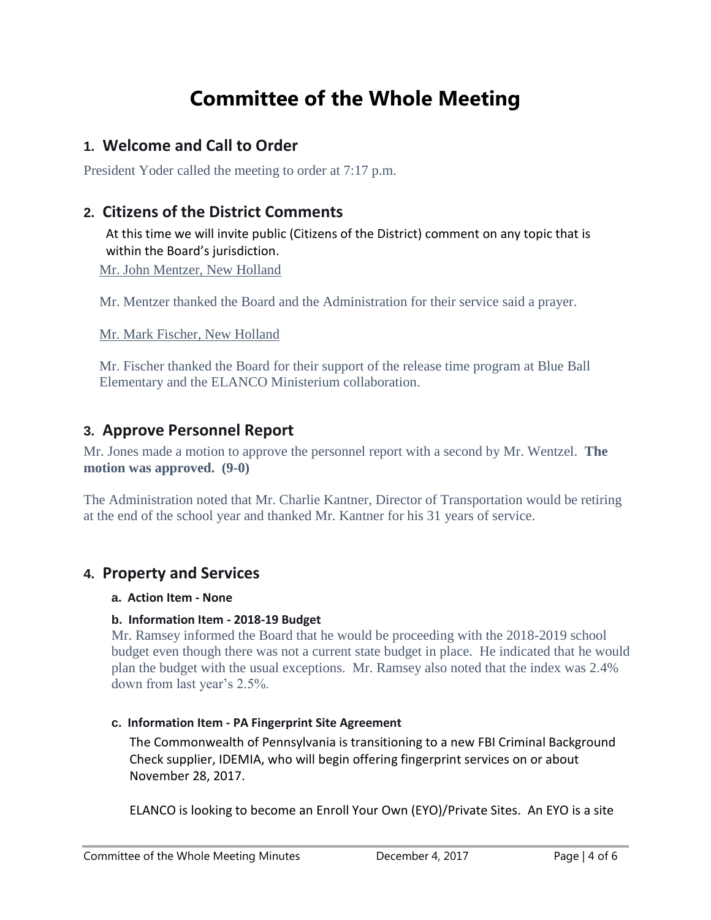# Committee of the Whole Meeting

## 1. Welcome and Call to Order

President Yoder called the meeting to order at 7:17 p.m.

## 2. Citizens of the District Comments

At this time we will invite public (Citizens of the District) comment on any topic that is within the Board's jurisdiction.

Mr. John Mentzer, New Holland

Mr. Mentzer thanked the Board and the Administration for their service said a prayer.

Mr. Mark Fischer, New Holland

Mr. Fischer thanked the Board for their support of the release time program at Blue Ball Elementary and the ELANCO Ministerium collaboration.

## 3. Approve Personnel Report

Mr. Jones made a motion to approve the personnel report with a second by Mr. Wentzel. **The motion was approved. (9-0)**

The Administration noted that Mr. Charlie Kantner, Director of Transportation would be retiring at the end of the school year and thanked Mr. Kantner for his 31 years of service.

## 4. Property and Services

**a. Action Item - None**

**b. Information Item - 2018-19 Budget**

Mr. Ramsey informed the Board that he would be proceeding with the 2018-2019 school budget even though there was not a current state budget in place. He indicated that he would plan the budget with the usual exceptions. Mr. Ramsey also noted that the index was 2.4% down from last year's 2.5%.

**c. Information Item - PA Fingerprint Site Agreement**

The Commonwealth of Pennsylvania is transitioning to a new FBI Criminal Background Check supplier, IDEMIA, who will begin offering fingerprint services on or about November 28, 2017.

ELANCO is looking to become an Enroll Your Own (EYO)/Private Sites. An EYO is a site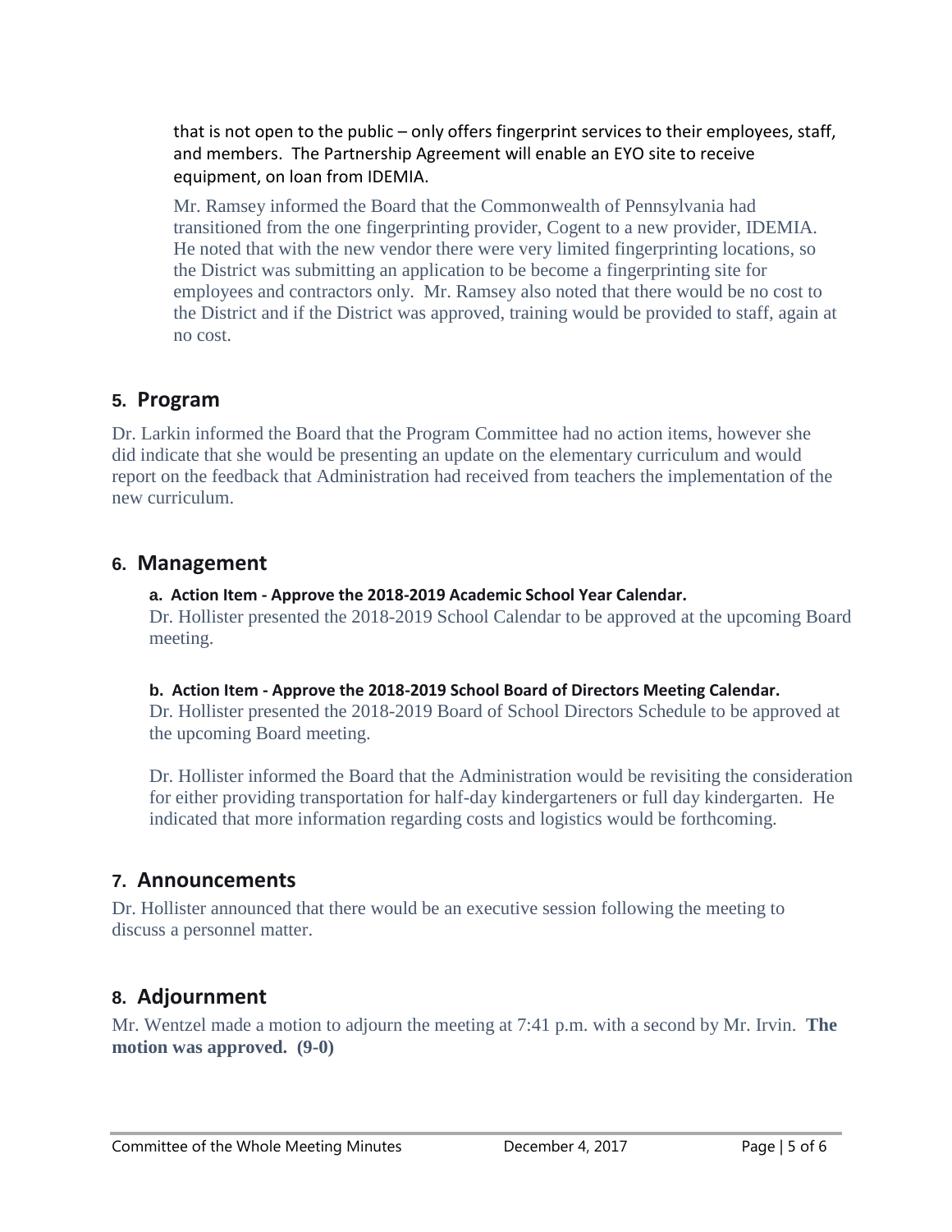that is not open to the public – only offers fingerprint services to their employees, staff, and members. The Partnership Agreement will enable an EYO site to receive equipment, on loan from IDEMIA.

Mr. Ramsey informed the Board that the Commonwealth of Pennsylvania had transitioned from the one fingerprinting provider, Cogent to a new provider, IDEMIA. He noted that with the new vendor there were very limited fingerprinting locations, so the District was submitting an application to be become a fingerprinting site for employees and contractors only. Mr. Ramsey also noted that there would be no cost to the District and if the District was approved, training would be provided to staff, again at no cost.

## 5. Program

Dr. Larkin informed the Board that the Program Committee had no action items, however she did indicate that she would be presenting an update on the elementary curriculum and would report on the feedback that Administration had received from teachers the implementation of the new curriculum.

## 6. Management

**a. Action Item - Approve the 2018-2019 Academic School Year Calendar.**

Dr. Hollister presented the 2018-2019 School Calendar to be approved at the upcoming Board meeting.

**b. Action Item - Approve the 2018-2019 School Board of Directors Meeting Calendar.**

Dr. Hollister presented the 2018-2019 Board of School Directors Schedule to be approved at the upcoming Board meeting.

Dr. Hollister informed the Board that the Administration would be revisiting the consideration for either providing transportation for half-day kindergarteners or full day kindergarten. He indicated that more information regarding costs and logistics would be forthcoming.

## 7. Announcements

Dr. Hollister announced that there would be an executive session following the meeting to discuss a personnel matter.

## 8. Adjournment

Mr. Wentzel made a motion to adjourn the meeting at 7:41 p.m. with a second by Mr. Irvin. **The motion was approved. (9-0)**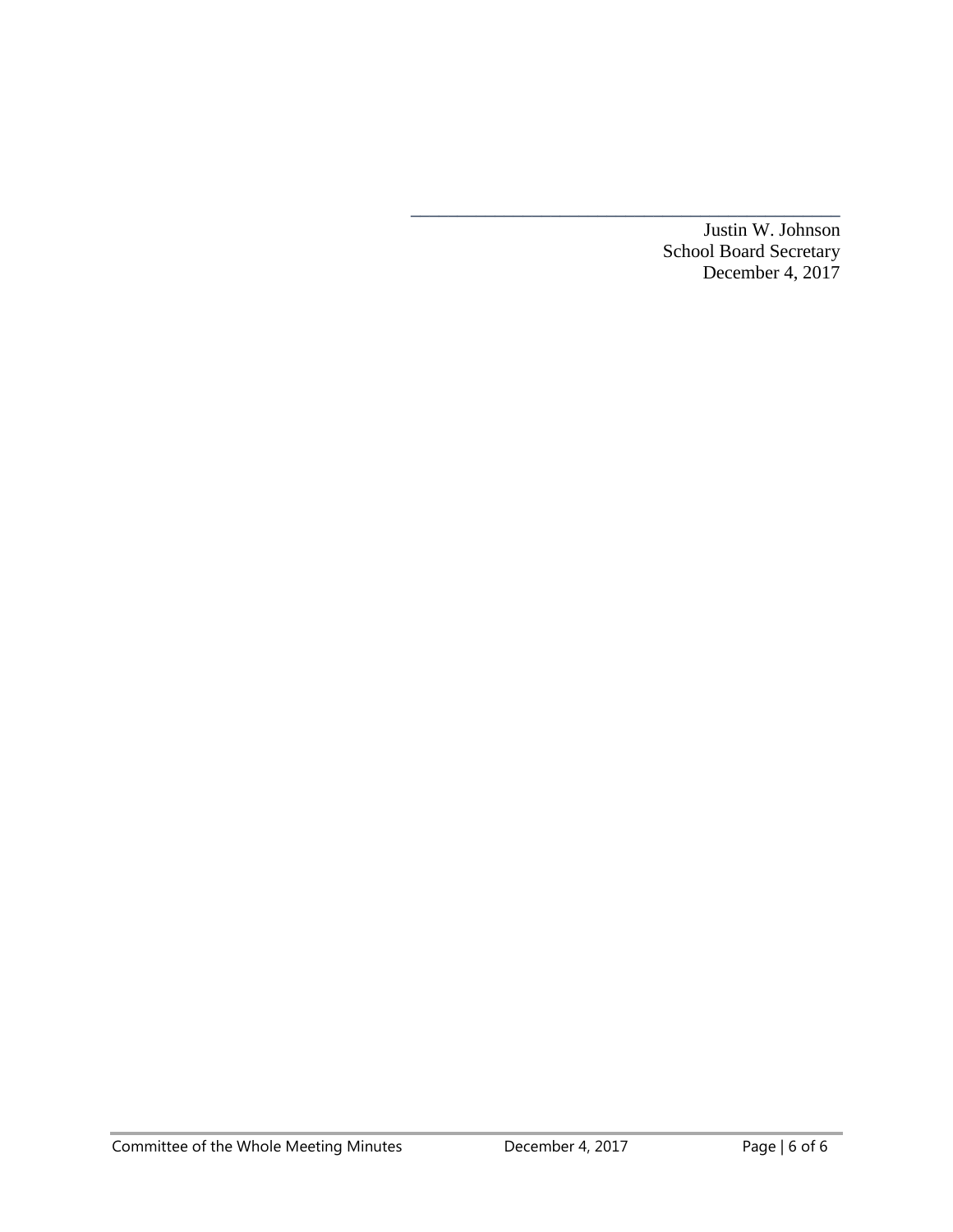\_\_\_\_\_\_\_\_\_\_\_\_\_\_\_\_\_\_\_\_\_\_\_\_\_\_\_\_\_\_\_\_\_\_\_\_

Justin W. Johnson
School Board Secretary
December 4, 2017